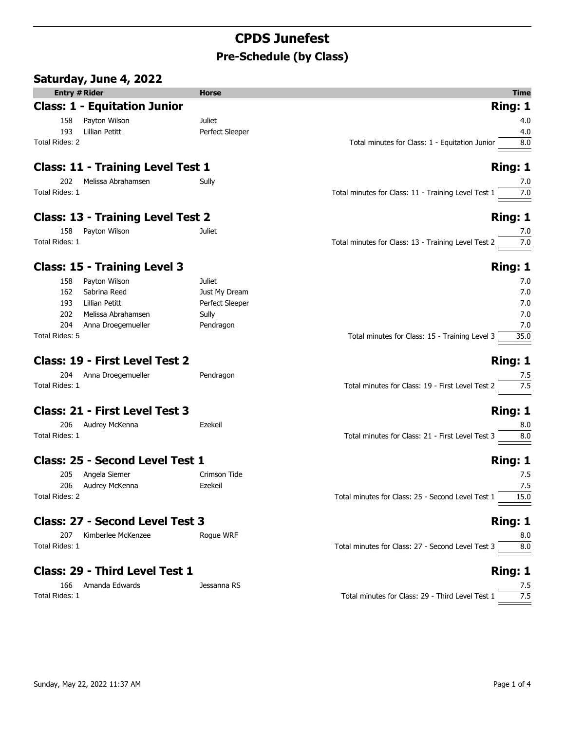# CPDS Junefest

## Pre-Schedule (by Class)

### Saturday, June 4, 2022

| Entry # | Rider | Horse | Time |
|---|---|---|---|

### Class: 1 - Equitation Junior — Ring: 1

| Entry # | Rider | Horse | Time |
|---|---|---|---|
| 158 | Payton Wilson | Juliet | 4.0 |
| 193 | Lillian Petitt | Perfect Sleeper | 4.0 |

Total Rides: 2 — Total minutes for Class: 1 - Equitation Junior: 8.0

### Class: 11 - Training Level Test 1 — Ring: 1

| Entry # | Rider | Horse | Time |
|---|---|---|---|
| 202 | Melissa Abrahamsen | Sully | 7.0 |

Total Rides: 1 — Total minutes for Class: 11 - Training Level Test 1: 7.0

### Class: 13 - Training Level Test 2 — Ring: 1

| Entry # | Rider | Horse | Time |
|---|---|---|---|
| 158 | Payton Wilson | Juliet | 7.0 |

Total Rides: 1 — Total minutes for Class: 13 - Training Level Test 2: 7.0

### Class: 15 - Training Level 3 — Ring: 1

| Entry # | Rider | Horse | Time |
|---|---|---|---|
| 158 | Payton Wilson | Juliet | 7.0 |
| 162 | Sabrina Reed | Just My Dream | 7.0 |
| 193 | Lillian Petitt | Perfect Sleeper | 7.0 |
| 202 | Melissa Abrahamsen | Sully | 7.0 |
| 204 | Anna Droegemueller | Pendragon | 7.0 |

Total Rides: 5 — Total minutes for Class: 15 - Training Level 3: 35.0

### Class: 19 - First Level Test 2 — Ring: 1

| Entry # | Rider | Horse | Time |
|---|---|---|---|
| 204 | Anna Droegemueller | Pendragon | 7.5 |

Total Rides: 1 — Total minutes for Class: 19 - First Level Test 2: 7.5

### Class: 21 - First Level Test 3 — Ring: 1

| Entry # | Rider | Horse | Time |
|---|---|---|---|
| 206 | Audrey McKenna | Ezekeil | 8.0 |

Total Rides: 1 — Total minutes for Class: 21 - First Level Test 3: 8.0

### Class: 25 - Second Level Test 1 — Ring: 1

| Entry # | Rider | Horse | Time |
|---|---|---|---|
| 205 | Angela Siemer | Crimson Tide | 7.5 |
| 206 | Audrey McKenna | Ezekeil | 7.5 |

Total Rides: 2 — Total minutes for Class: 25 - Second Level Test 1: 15.0

### Class: 27 - Second Level Test 3 — Ring: 1

| Entry # | Rider | Horse | Time |
|---|---|---|---|
| 207 | Kimberlee McKenzee | Rogue WRF | 8.0 |

Total Rides: 1 — Total minutes for Class: 27 - Second Level Test 3: 8.0

### Class: 29 - Third Level Test 1 — Ring: 1

| Entry # | Rider | Horse | Time |
|---|---|---|---|
| 166 | Amanda Edwards | Jessanna RS | 7.5 |

Total Rides: 1 — Total minutes for Class: 29 - Third Level Test 1: 7.5

Sunday, May 22, 2022 11:37 AM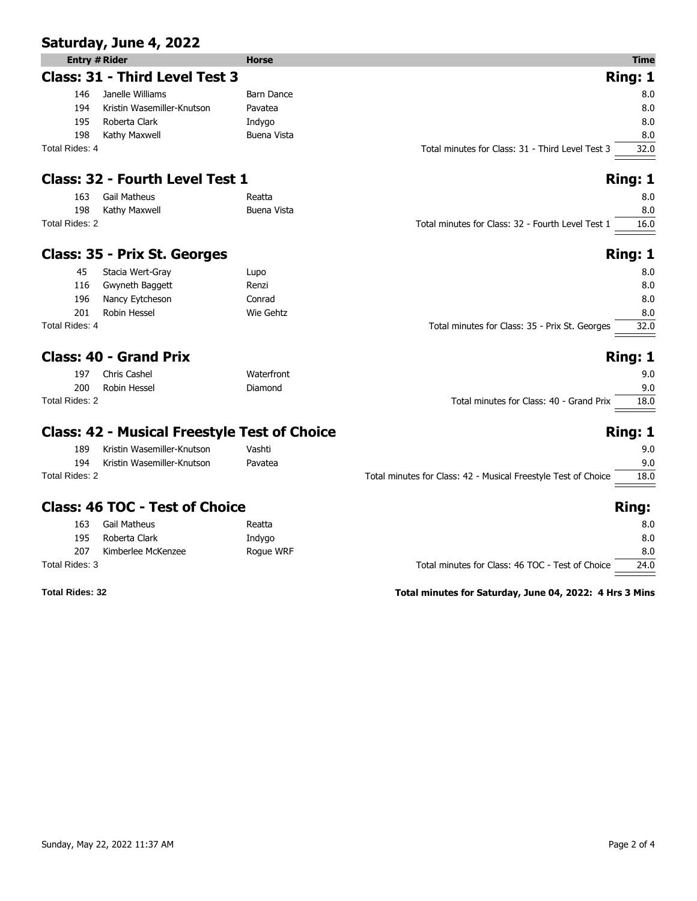## Saturday, June 4, 2022

### Class: 31 - Third Level Test 3 — Ring: 1

| Entry # | Rider | Horse | Time |
|---|---|---|---|
| 146 | Janelle Williams | Barn Dance | 8.0 |
| 194 | Kristin Wasemiller-Knutson | Pavatea | 8.0 |
| 195 | Roberta Clark | Indygo | 8.0 |
| 198 | Kathy Maxwell | Buena Vista | 8.0 |

Total Rides: 4 — Total minutes for Class: 31 - Third Level Test 3: 32.0

### Class: 32 - Fourth Level Test 1 — Ring: 1

| Entry # | Rider | Horse | Time |
|---|---|---|---|
| 163 | Gail Matheus | Reatta | 8.0 |
| 198 | Kathy Maxwell | Buena Vista | 8.0 |

Total Rides: 2 — Total minutes for Class: 32 - Fourth Level Test 1: 16.0

### Class: 35 - Prix St. Georges — Ring: 1

| Entry # | Rider | Horse | Time |
|---|---|---|---|
| 45 | Stacia Wert-Gray | Lupo | 8.0 |
| 116 | Gwyneth Baggett | Renzi | 8.0 |
| 196 | Nancy Eytcheson | Conrad | 8.0 |
| 201 | Robin Hessel | Wie Gehtz | 8.0 |

Total Rides: 4 — Total minutes for Class: 35 - Prix St. Georges: 32.0

### Class: 40 - Grand Prix — Ring: 1

| Entry # | Rider | Horse | Time |
|---|---|---|---|
| 197 | Chris Cashel | Waterfront | 9.0 |
| 200 | Robin Hessel | Diamond | 9.0 |

Total Rides: 2 — Total minutes for Class: 40 - Grand Prix: 18.0

### Class: 42 - Musical Freestyle Test of Choice — Ring: 1

| Entry # | Rider | Horse | Time |
|---|---|---|---|
| 189 | Kristin Wasemiller-Knutson | Vashti | 9.0 |
| 194 | Kristin Wasemiller-Knutson | Pavatea | 9.0 |

Total Rides: 2 — Total minutes for Class: 42 - Musical Freestyle Test of Choice: 18.0

### Class: 46 TOC - Test of Choice — Ring:

| Entry # | Rider | Horse | Time |
|---|---|---|---|
| 163 | Gail Matheus | Reatta | 8.0 |
| 195 | Roberta Clark | Indygo | 8.0 |
| 207 | Kimberlee McKenzee | Rogue WRF | 8.0 |

Total Rides: 3 — Total minutes for Class: 46 TOC - Test of Choice: 24.0

**Total Rides: 32** — **Total minutes for Saturday, June 04, 2022: 4 Hrs 3 Mins**

Sunday, May 22, 2022 11:37 AM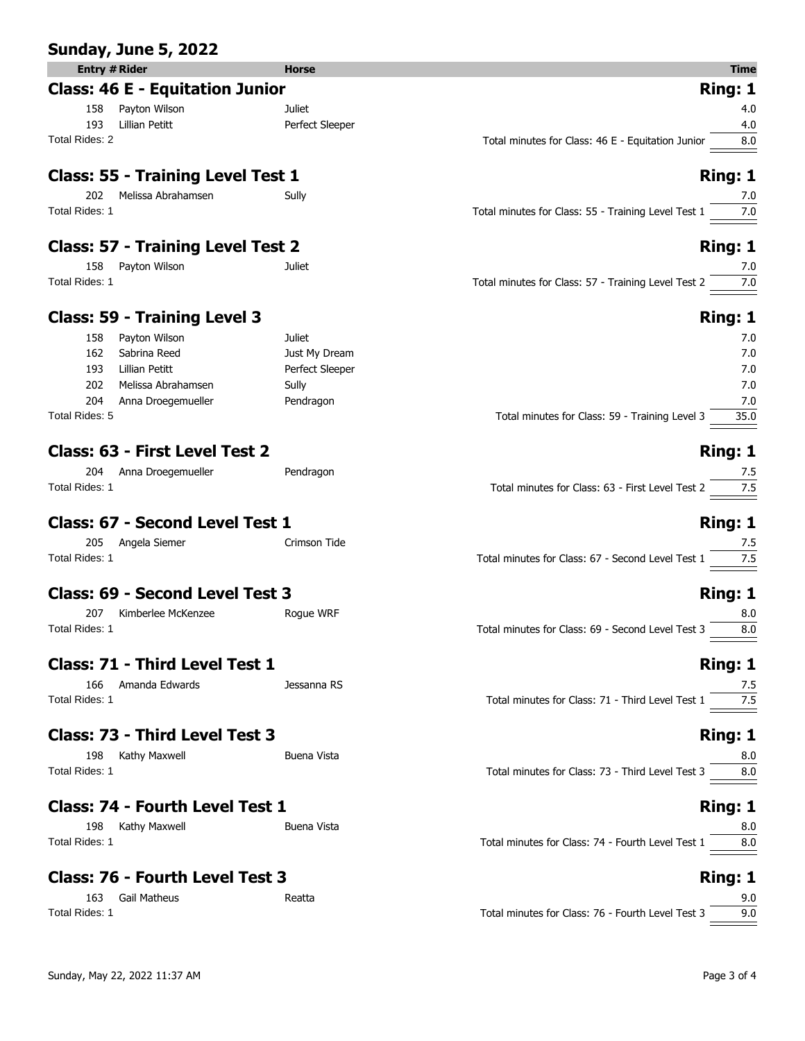## Sunday, June 5, 2022

| Entry # | Rider | Horse | Time |
|---|---|---|---|

### Class: 46 E - Equitation Junior — Ring: 1

| Entry # | Rider | Horse | Time |
|---|---|---|---|
| 158 | Payton Wilson | Juliet | 4.0 |
| 193 | Lillian Petitt | Perfect Sleeper | 4.0 |

Total Rides: 2 — Total minutes for Class: 46 E - Equitation Junior: 8.0

### Class: 55 - Training Level Test 1 — Ring: 1

| Entry # | Rider | Horse | Time |
|---|---|---|---|
| 202 | Melissa Abrahamsen | Sully | 7.0 |

Total Rides: 1 — Total minutes for Class: 55 - Training Level Test 1: 7.0

### Class: 57 - Training Level Test 2 — Ring: 1

| Entry # | Rider | Horse | Time |
|---|---|---|---|
| 158 | Payton Wilson | Juliet | 7.0 |

Total Rides: 1 — Total minutes for Class: 57 - Training Level Test 2: 7.0

### Class: 59 - Training Level 3 — Ring: 1

| Entry # | Rider | Horse | Time |
|---|---|---|---|
| 158 | Payton Wilson | Juliet | 7.0 |
| 162 | Sabrina Reed | Just My Dream | 7.0 |
| 193 | Lillian Petitt | Perfect Sleeper | 7.0 |
| 202 | Melissa Abrahamsen | Sully | 7.0 |
| 204 | Anna Droegemueller | Pendragon | 7.0 |

Total Rides: 5 — Total minutes for Class: 59 - Training Level 3: 35.0

### Class: 63 - First Level Test 2 — Ring: 1

| Entry # | Rider | Horse | Time |
|---|---|---|---|
| 204 | Anna Droegemueller | Pendragon | 7.5 |

Total Rides: 1 — Total minutes for Class: 63 - First Level Test 2: 7.5

### Class: 67 - Second Level Test 1 — Ring: 1

| Entry # | Rider | Horse | Time |
|---|---|---|---|
| 205 | Angela Siemer | Crimson Tide | 7.5 |

Total Rides: 1 — Total minutes for Class: 67 - Second Level Test 1: 7.5

### Class: 69 - Second Level Test 3 — Ring: 1

| Entry # | Rider | Horse | Time |
|---|---|---|---|
| 207 | Kimberlee McKenzee | Rogue WRF | 8.0 |

Total Rides: 1 — Total minutes for Class: 69 - Second Level Test 3: 8.0

### Class: 71 - Third Level Test 1 — Ring: 1

| Entry # | Rider | Horse | Time |
|---|---|---|---|
| 166 | Amanda Edwards | Jessanna RS | 7.5 |

Total Rides: 1 — Total minutes for Class: 71 - Third Level Test 1: 7.5

### Class: 73 - Third Level Test 3 — Ring: 1

| Entry # | Rider | Horse | Time |
|---|---|---|---|
| 198 | Kathy Maxwell | Buena Vista | 8.0 |

Total Rides: 1 — Total minutes for Class: 73 - Third Level Test 3: 8.0

### Class: 74 - Fourth Level Test 1 — Ring: 1

| Entry # | Rider | Horse | Time |
|---|---|---|---|
| 198 | Kathy Maxwell | Buena Vista | 8.0 |

Total Rides: 1 — Total minutes for Class: 74 - Fourth Level Test 1: 8.0

### Class: 76 - Fourth Level Test 3 — Ring: 1

| Entry # | Rider | Horse | Time |
|---|---|---|---|
| 163 | Gail Matheus | Reatta | 9.0 |

Total Rides: 1 — Total minutes for Class: 76 - Fourth Level Test 3: 9.0

Sunday, May 22, 2022 11:37 AM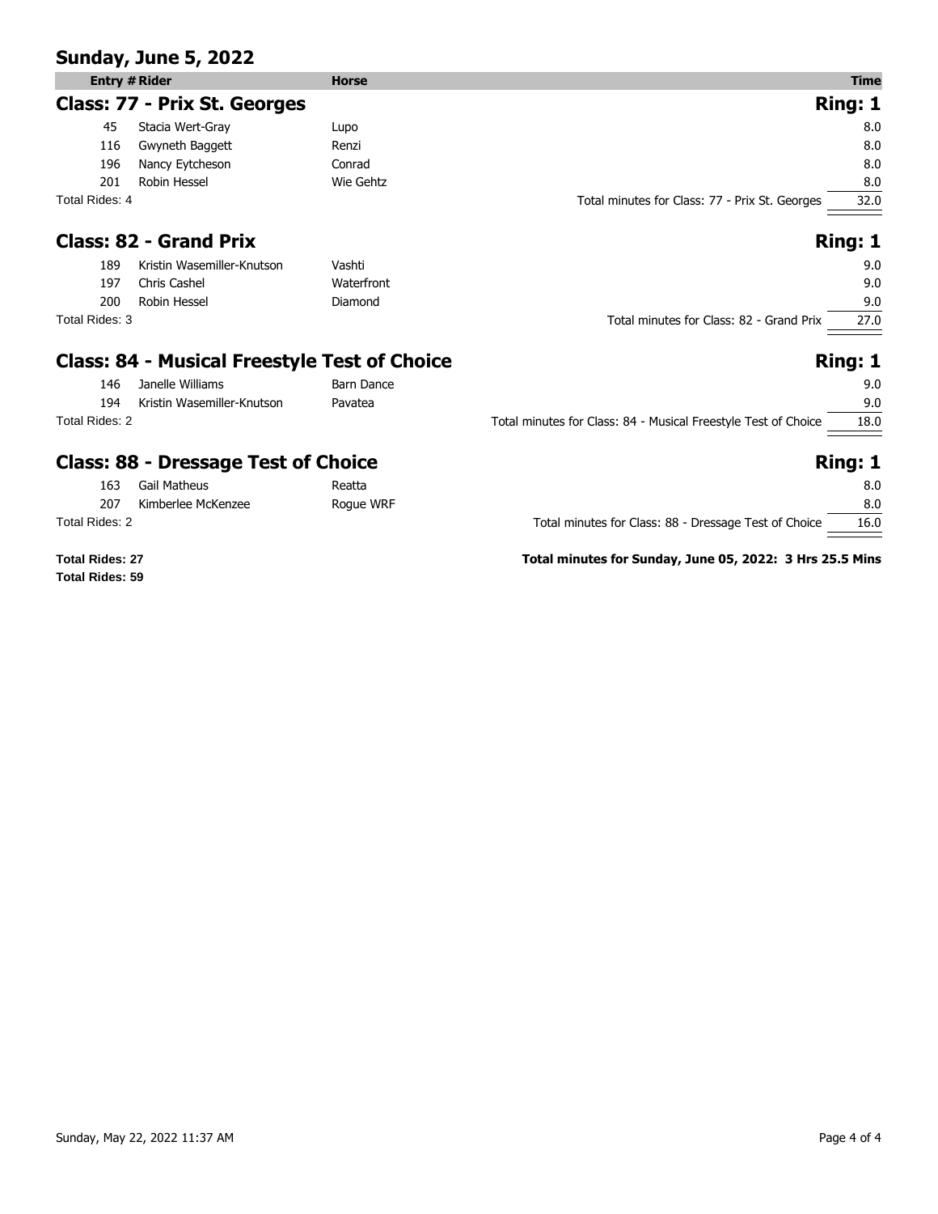## Sunday, June 5, 2022

### Class: 77 - Prix St. Georges — Ring: 1

| Entry # | Rider | Horse | Time |
|---|---|---|---|
| 45 | Stacia Wert-Gray | Lupo | 8.0 |
| 116 | Gwyneth Baggett | Renzi | 8.0 |
| 196 | Nancy Eytcheson | Conrad | 8.0 |
| 201 | Robin Hessel | Wie Gehtz | 8.0 |

Total Rides: 4

Total minutes for Class: 77 - Prix St. Georges 32.0

### Class: 82 - Grand Prix — Ring: 1

| Entry # | Rider | Horse | Time |
|---|---|---|---|
| 189 | Kristin Wasemiller-Knutson | Vashti | 9.0 |
| 197 | Chris Cashel | Waterfront | 9.0 |
| 200 | Robin Hessel | Diamond | 9.0 |

Total Rides: 3

Total minutes for Class: 82 - Grand Prix 27.0

### Class: 84 - Musical Freestyle Test of Choice — Ring: 1

| Entry # | Rider | Horse | Time |
|---|---|---|---|
| 146 | Janelle Williams | Barn Dance | 9.0 |
| 194 | Kristin Wasemiller-Knutson | Pavatea | 9.0 |

Total Rides: 2

Total minutes for Class: 84 - Musical Freestyle Test of Choice 18.0

### Class: 88 - Dressage Test of Choice — Ring: 1

| Entry # | Rider | Horse | Time |
|---|---|---|---|
| 163 | Gail Matheus | Reatta | 8.0 |
| 207 | Kimberlee McKenzee | Rogue WRF | 8.0 |

Total Rides: 2

Total minutes for Class: 88 - Dressage Test of Choice 16.0

**Total Rides: 27**

**Total minutes for Sunday, June 05, 2022: 3 Hrs 25.5 Mins**

**Total Rides: 59**